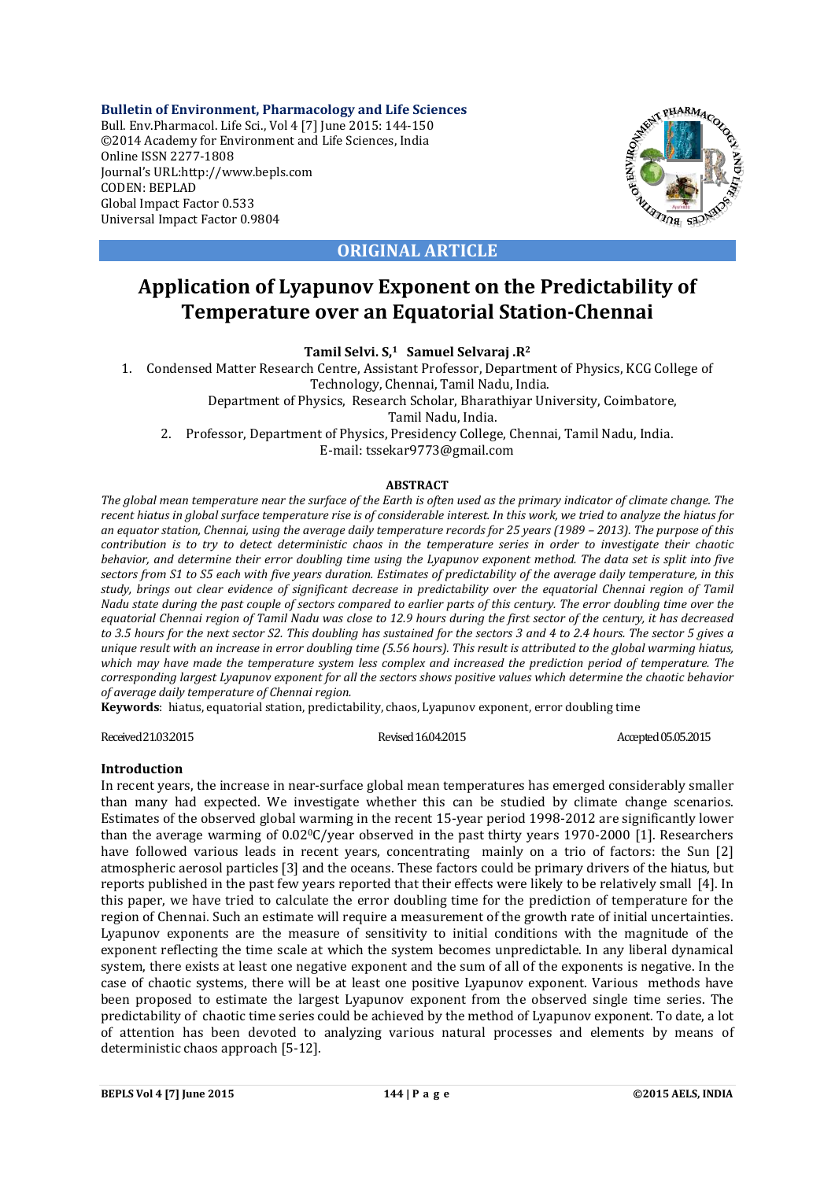**Bulletin of Environment, Pharmacology and Life Sciences**
Bull. Env.Pharmacol. Life Sci., Vol 4 [7] June 2015: 144-150
©2014 Academy for Environment and Life Sciences, India
Online ISSN 2277-1808
Journal's URL:http://www.bepls.com
CODEN: BEPLAD
Global Impact Factor 0.533
Universal Impact Factor 0.9804

**ORIGINAL ARTICLE**

# Application of Lyapunov Exponent on the Predictability of Temperature over an Equatorial Station-Chennai

**Tamil Selvi. S,[1] Samuel Selvaraj .R[2]**

1. Condensed Matter Research Centre, Assistant Professor, Department of Physics, KCG College of Technology, Chennai, Tamil Nadu, India.
   Department of Physics, Research Scholar, Bharathiyar University, Coimbatore, Tamil Nadu, India.
2. Professor, Department of Physics, Presidency College, Chennai, Tamil Nadu, India.

E-mail: tssekar9773@gmail.com

## ABSTRACT

*The global mean temperature near the surface of the Earth is often used as the primary indicator of climate change. The recent hiatus in global surface temperature rise is of considerable interest. In this work, we tried to analyze the hiatus for an equator station, Chennai, using the average daily temperature records for 25 years (1989 – 2013). The purpose of this contribution is to try to detect deterministic chaos in the temperature series in order to investigate their chaotic behavior, and determine their error doubling time using the Lyapunov exponent method. The data set is split into five sectors from S1 to S5 each with five years duration. Estimates of predictability of the average daily temperature, in this study, brings out clear evidence of significant decrease in predictability over the equatorial Chennai region of Tamil Nadu state during the past couple of sectors compared to earlier parts of this century. The error doubling time over the equatorial Chennai region of Tamil Nadu was close to 12.9 hours during the first sector of the century, it has decreased to 3.5 hours for the next sector S2. This doubling has sustained for the sectors 3 and 4 to 2.4 hours. The sector 5 gives a unique result with an increase in error doubling time (5.56 hours). This result is attributed to the global warming hiatus, which may have made the temperature system less complex and increased the prediction period of temperature. The corresponding largest Lyapunov exponent for all the sectors shows positive values which determine the chaotic behavior of average daily temperature of Chennai region.*

**Keywords**: hiatus, equatorial station, predictability, chaos, Lyapunov exponent, error doubling time

Received 21.03.2015 Revised 16.04.2015 Accepted 05.05.2015

## Introduction

In recent years, the increase in near-surface global mean temperatures has emerged considerably smaller than many had expected. We investigate whether this can be studied by climate change scenarios. Estimates of the observed global warming in the recent 15-year period 1998-2012 are significantly lower than the average warming of 0.02$^0$C/year observed in the past thirty years 1970-2000 [1]. Researchers have followed various leads in recent years, concentrating mainly on a trio of factors: the Sun [2] atmospheric aerosol particles [3] and the oceans. These factors could be primary drivers of the hiatus, but reports published in the past few years reported that their effects were likely to be relatively small [4]. In this paper, we have tried to calculate the error doubling time for the prediction of temperature for the region of Chennai. Such an estimate will require a measurement of the growth rate of initial uncertainties. Lyapunov exponents are the measure of sensitivity to initial conditions with the magnitude of the exponent reflecting the time scale at which the system becomes unpredictable. In any liberal dynamical system, there exists at least one negative exponent and the sum of all of the exponents is negative. In the case of chaotic systems, there will be at least one positive Lyapunov exponent. Various methods have been proposed to estimate the largest Lyapunov exponent from the observed single time series. The predictability of chaotic time series could be achieved by the method of Lyapunov exponent. To date, a lot of attention has been devoted to analyzing various natural processes and elements by means of deterministic chaos approach [5-12].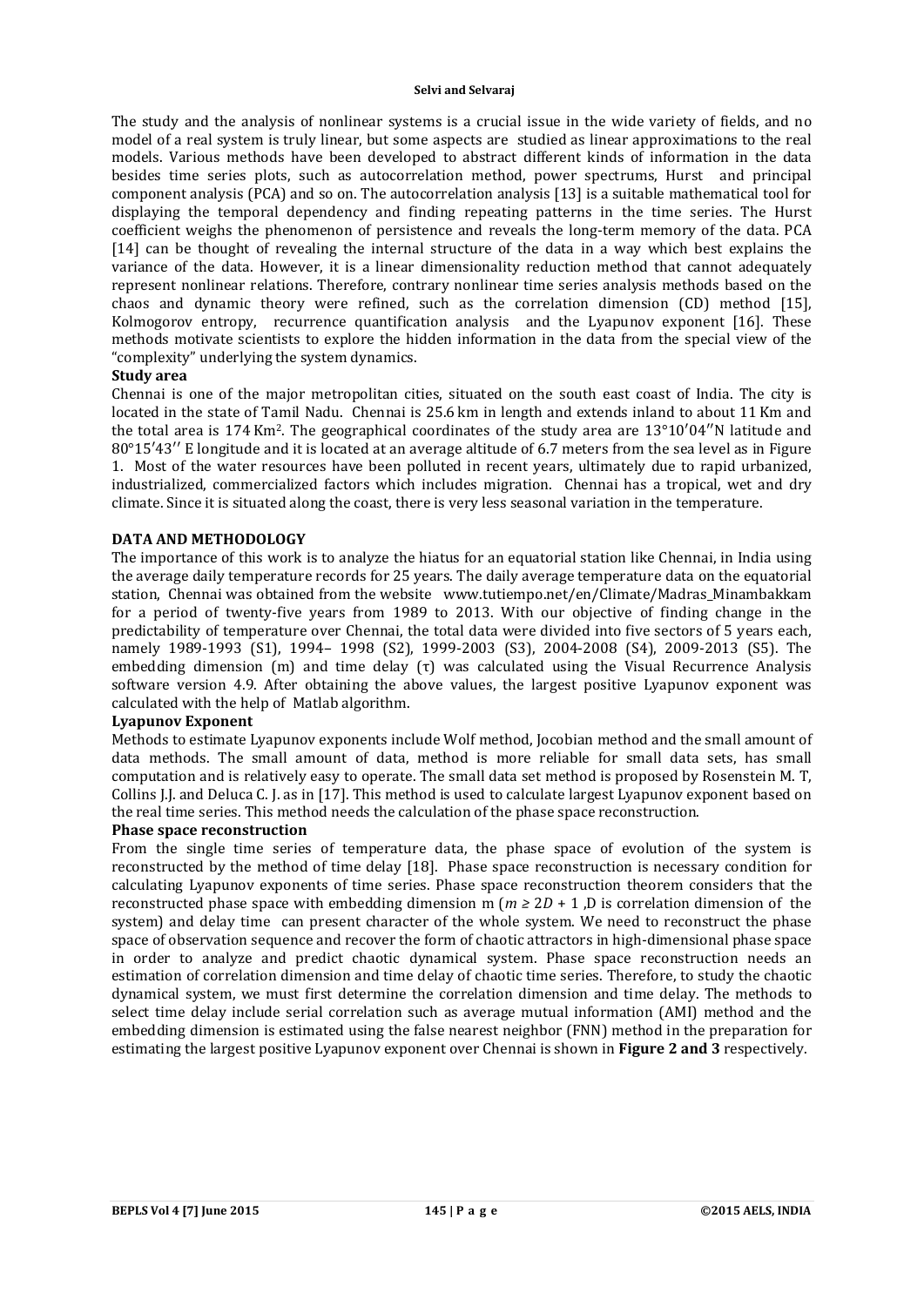The study and the analysis of nonlinear systems is a crucial issue in the wide variety of fields, and no model of a real system is truly linear, but some aspects are studied as linear approximations to the real models. Various methods have been developed to abstract different kinds of information in the data besides time series plots, such as autocorrelation method, power spectrums, Hurst and principal component analysis (PCA) and so on. The autocorrelation analysis [13] is a suitable mathematical tool for displaying the temporal dependency and finding repeating patterns in the time series. The Hurst coefficient weighs the phenomenon of persistence and reveals the long-term memory of the data. PCA [14] can be thought of revealing the internal structure of the data in a way which best explains the variance of the data. However, it is a linear dimensionality reduction method that cannot adequately represent nonlinear relations. Therefore, contrary nonlinear time series analysis methods based on the chaos and dynamic theory were refined, such as the correlation dimension (CD) method [15], Kolmogorov entropy, recurrence quantification analysis and the Lyapunov exponent [16]. These methods motivate scientists to explore the hidden information in the data from the special view of the "complexity" underlying the system dynamics.

**Study area**

Chennai is one of the major metropolitan cities, situated on the south east coast of India. The city is located in the state of Tamil Nadu. Chennai is 25.6 km in length and extends inland to about 11 Km and the total area is 174 Km$^2$. The geographical coordinates of the study area are 13°10′04′′N latitude and 80°15′43′′ E longitude and it is located at an average altitude of 6.7 meters from the sea level as in Figure 1. Most of the water resources have been polluted in recent years, ultimately due to rapid urbanized, industrialized, commercialized factors which includes migration. Chennai has a tropical, wet and dry climate. Since it is situated along the coast, there is very less seasonal variation in the temperature.

## DATA AND METHODOLOGY

The importance of this work is to analyze the hiatus for an equatorial station like Chennai, in India using the average daily temperature records for 25 years. The daily average temperature data on the equatorial station, Chennai was obtained from the website www.tutiempo.net/en/Climate/Madras_Minambakkam for a period of twenty-five years from 1989 to 2013. With our objective of finding change in the predictability of temperature over Chennai, the total data were divided into five sectors of 5 years each, namely 1989-1993 (S1), 1994– 1998 (S2), 1999-2003 (S3), 2004-2008 (S4), 2009-2013 (S5). The embedding dimension (m) and time delay (τ) was calculated using the Visual Recurrence Analysis software version 4.9. After obtaining the above values, the largest positive Lyapunov exponent was calculated with the help of Matlab algorithm.

**Lyapunov Exponent**

Methods to estimate Lyapunov exponents include Wolf method, Jocobian method and the small amount of data methods. The small amount of data, method is more reliable for small data sets, has small computation and is relatively easy to operate. The small data set method is proposed by Rosenstein M. T, Collins J.J. and Deluca C. J. as in [17]. This method is used to calculate largest Lyapunov exponent based on the real time series. This method needs the calculation of the phase space reconstruction.

**Phase space reconstruction**

From the single time series of temperature data, the phase space of evolution of the system is reconstructed by the method of time delay [18]. Phase space reconstruction is necessary condition for calculating Lyapunov exponents of time series. Phase space reconstruction theorem considers that the reconstructed phase space with embedding dimension m ($m \geq 2D + 1$ ,D is correlation dimension of the system) and delay time can present character of the whole system. We need to reconstruct the phase space of observation sequence and recover the form of chaotic attractors in high-dimensional phase space in order to analyze and predict chaotic dynamical system. Phase space reconstruction needs an estimation of correlation dimension and time delay of chaotic time series. Therefore, to study the chaotic dynamical system, we must first determine the correlation dimension and time delay. The methods to select time delay include serial correlation such as average mutual information (AMI) method and the embedding dimension is estimated using the false nearest neighbor (FNN) method in the preparation for estimating the largest positive Lyapunov exponent over Chennai is shown in **Figure 2 and 3** respectively.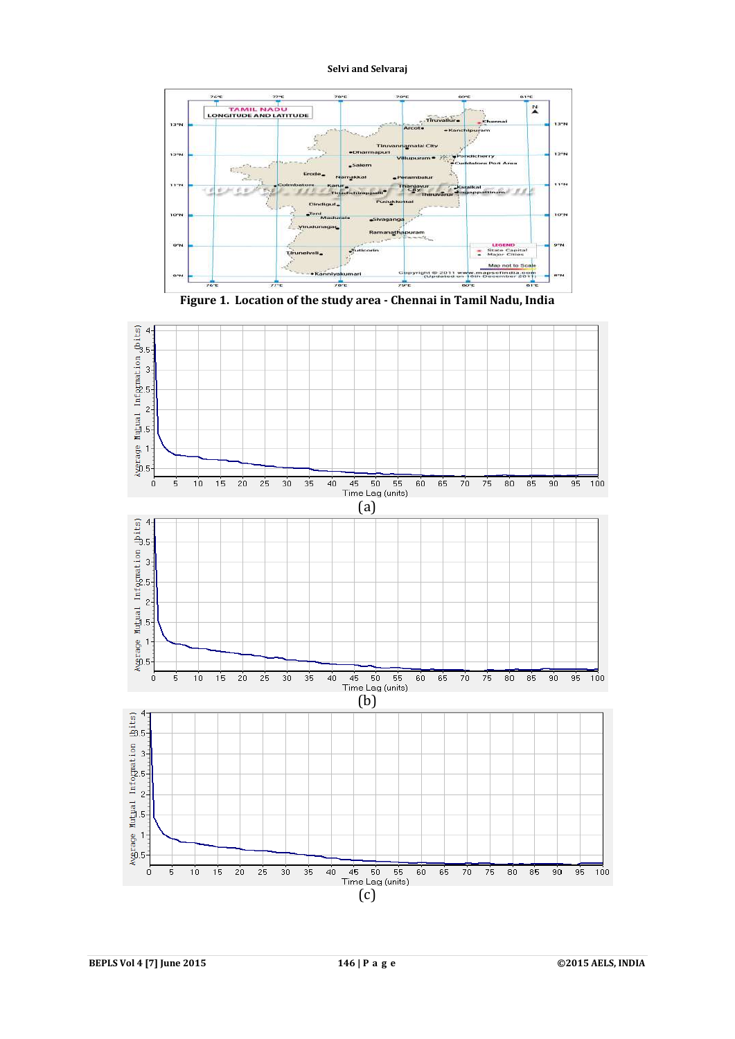Figure 1. Location of the study area - Chennai in Tamil Nadu, India

(a)

(b)

(c)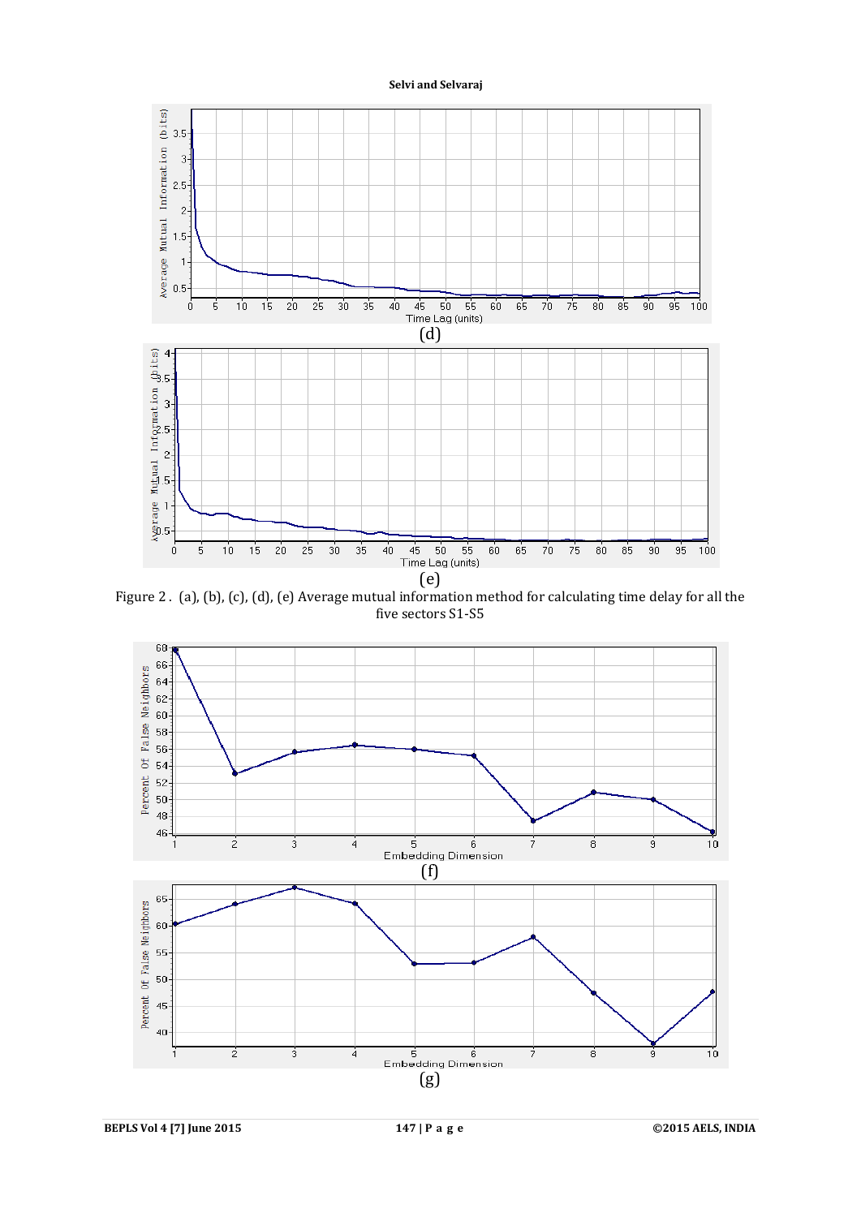(d)

(e)

Figure 2 . (a), (b), (c), (d), (e) Average mutual information method for calculating time delay for all the five sectors S1-S5

(f)

(g)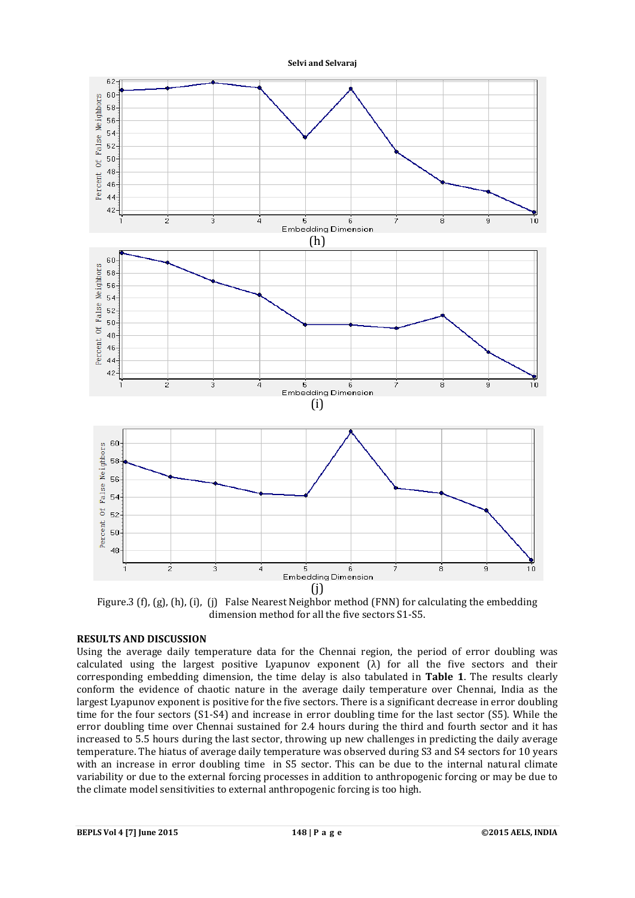(h)

(i)

(j)

Figure.3 (f), (g), (h), (i), (j) False Nearest Neighbor method (FNN) for calculating the embedding dimension method for all the five sectors S1-S5.

## RESULTS AND DISCUSSION

Using the average daily temperature data for the Chennai region, the period of error doubling was calculated using the largest positive Lyapunov exponent ($\lambda$) for all the five sectors and their corresponding embedding dimension, the time delay is also tabulated in **Table 1**. The results clearly conform the evidence of chaotic nature in the average daily temperature over Chennai, India as the largest Lyapunov exponent is positive for the five sectors. There is a significant decrease in error doubling time for the four sectors (S1-S4) and increase in error doubling time for the last sector (S5). While the error doubling time over Chennai sustained for 2.4 hours during the third and fourth sector and it has increased to 5.5 hours during the last sector, throwing up new challenges in predicting the daily average temperature. The hiatus of average daily temperature was observed during S3 and S4 sectors for 10 years with an increase in error doubling time in S5 sector. This can be due to the internal natural climate variability or due to the external forcing processes in addition to anthropogenic forcing or may be due to the climate model sensitivities to external anthropogenic forcing is too high.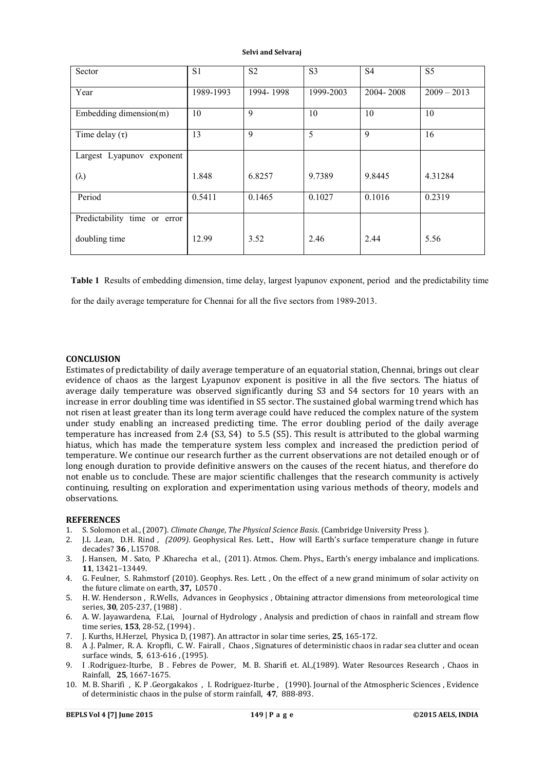| Sector | S1 | S2 | S3 | S4 | S5 |
|---|---|---|---|---|---|
| Year | 1989-1993 | 1994- 1998 | 1999-2003 | 2004- 2008 | 2009 – 2013 |
| Embedding dimension(m) | 10 | 9 | 10 | 10 | 10 |
| Time delay (τ) | 13 | 9 | 5 | 9 | 16 |
| Largest Lyapunov exponent (λ) | 1.848 | 6.8257 | 9.7389 | 9.8445 | 4.31284 |
| Period | 0.5411 | 0.1465 | 0.1027 | 0.1016 | 0.2319 |
| Predictability time or error doubling time | 12.99 | 3.52 | 2.46 | 2.44 | 5.56 |

**Table 1** Results of embedding dimension, time delay, largest lyapunov exponent, period and the predictability time for the daily average temperature for Chennai for all the five sectors from 1989-2013.

## CONCLUSION

Estimates of predictability of daily average temperature of an equatorial station, Chennai, brings out clear evidence of chaos as the largest Lyapunov exponent is positive in all the five sectors. The hiatus of average daily temperature was observed significantly during S3 and S4 sectors for 10 years with an increase in error doubling time was identified in S5 sector. The sustained global warming trend which has not risen at least greater than its long term average could have reduced the complex nature of the system under study enabling an increased predicting time. The error doubling period of the daily average temperature has increased from 2.4 (S3, S4) to 5.5 (S5). This result is attributed to the global warming hiatus, which has made the temperature system less complex and increased the prediction period of temperature. We continue our research further as the current observations are not detailed enough or of long enough duration to provide definitive answers on the causes of the recent hiatus, and therefore do not enable us to conclude. These are major scientific challenges that the research community is actively continuing, resulting on exploration and experimentation using various methods of theory, models and observations.

## REFERENCES

1. S. Solomon et al., (2007). *Climate Change*, *The Physical Science Basis*. (Cambridge University Press ).
2. J.L .Lean, D.H. Rind , *(2009)*. Geophysical Res. Lett., How will Earth's surface temperature change in future decades? **36** , L15708.
3. J. Hansen, M . Sato, P .Kharecha et al., (2011). Atmos. Chem. Phys., Earth's energy imbalance and implications. **11**, 13421–13449.
4. G. Feulner, S. Rahmstorf (2010). Geophys. Res. Lett. , On the effect of a new grand minimum of solar activity on the future climate on earth, **37,** L0570 .
5. H. W. Henderson , R.Wells, Advances in Geophysics , Obtaining attractor dimensions from meteorological time series, **30**, 205-237, (1988) .
6. A. W. Jayawardena, F.Lai, Journal of Hydrology , Analysis and prediction of chaos in rainfall and stream flow time series, **153**, 28-52, (1994) .
7. J. Kurths, H.Herzel, Physica D, (1987). An attractor in solar time series, **25**, 165-172.
8. A .J. Palmer, R. A. Kropfli, C. W. Fairall , Chaos , Signatures of deterministic chaos in radar sea clutter and ocean surface winds, **5**, 613-616 , (1995).
9. I .Rodriguez-Iturbe, B . Febres de Power, M. B. Sharifi et. Al.,(1989). Water Resources Research , Chaos in Rainfall, **25**, 1667-1675.
10. M. B. Sharifi , K. P .Georgakakos , I. Rodriguez-Iturbe , (1990). Journal of the Atmospheric Sciences , Evidence of deterministic chaos in the pulse of storm rainfall, **47**, 888-893.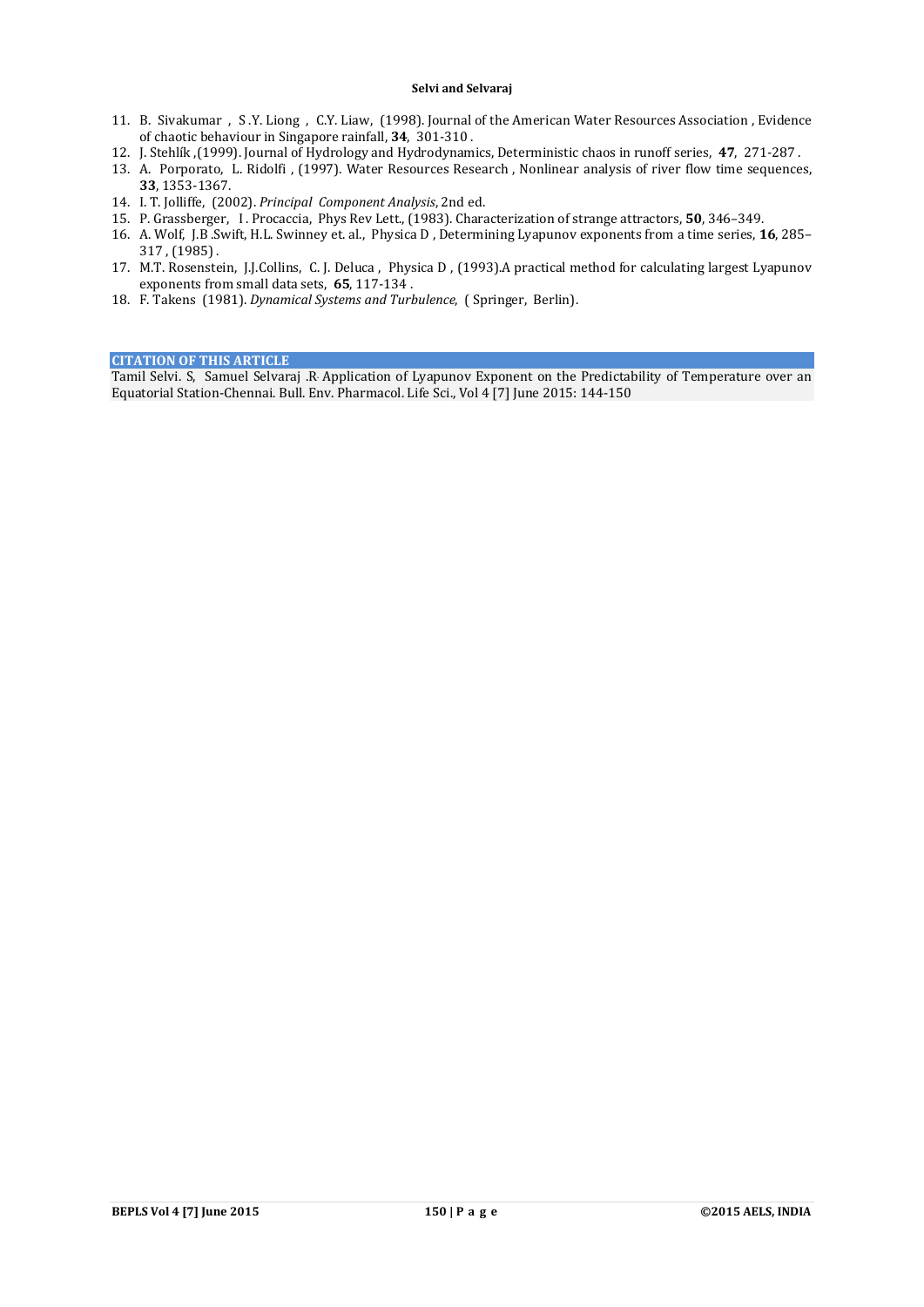11. B. Sivakumar , S .Y. Liong , C.Y. Liaw, (1998). Journal of the American Water Resources Association , Evidence of chaotic behaviour in Singapore rainfall, **34**, 301-310 .
12. J. Stehlík ,(1999). Journal of Hydrology and Hydrodynamics, Deterministic chaos in runoff series, **47**, 271-287 .
13. A. Porporato, L. Ridolfi , (1997). Water Resources Research , Nonlinear analysis of river flow time sequences, **33**, 1353-1367.
14. I. T. Jolliffe, (2002). *Principal Component Analysis*, 2nd ed.
15. P. Grassberger, I . Procaccia, Phys Rev Lett., (1983). Characterization of strange attractors, **50**, 346–349.
16. A. Wolf, J.B .Swift, H.L. Swinney et. al., Physica D , Determining Lyapunov exponents from a time series, **16**, 285–317 , (1985) .
17. M.T. Rosenstein, J.J.Collins, C. J. Deluca , Physica D , (1993).A practical method for calculating largest Lyapunov exponents from small data sets, **65**, 117-134 .
18. F. Takens (1981). *Dynamical Systems and Turbulence*, ( Springer, Berlin).

**CITATION OF THIS ARTICLE**

Tamil Selvi. S, Samuel Selvaraj .R. Application of Lyapunov Exponent on the Predictability of Temperature over an Equatorial Station-Chennai. Bull. Env. Pharmacol. Life Sci., Vol 4 [7] June 2015: 144-150